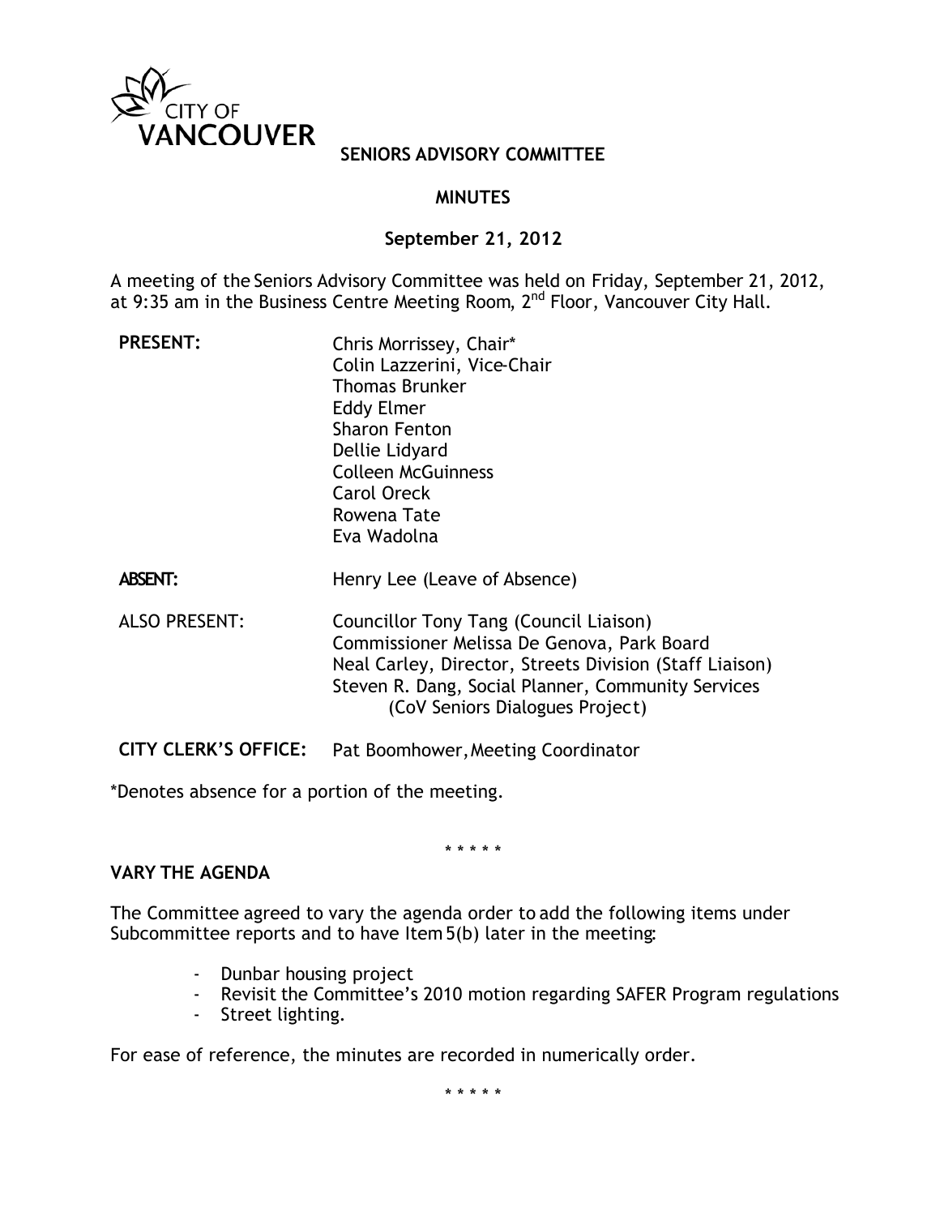# SENIORS ADVISORY COMMITTEE

## MINUTES

### September 21, 2012

A meeting of the Seniors Advisory Committee was held on Friday, September 21, 2012, at 9:35 am in the Business Centre Meeting Room, 2nd Floor, Vancouver City Hall.

**PRESENT:**
Chris Morrissey, Chair*
Colin Lazzerini, Vice-Chair
Thomas Brunker
Eddy Elmer
Sharon Fenton
Dellie Lidyard
Colleen McGuinness
Carol Oreck
Rowena Tate
Eva Wadolna

**ABSENT:**
Henry Lee (Leave of Absence)

ALSO PRESENT:
Councillor Tony Tang (Council Liaison)
Commissioner Melissa De Genova, Park Board
Neal Carley, Director, Streets Division (Staff Liaison)
Steven R. Dang, Social Planner, Community Services (CoV Seniors Dialogues Project)

**CITY CLERK'S OFFICE:** Pat Boomhower, Meeting Coordinator

*Denotes absence for a portion of the meeting.

\* \* \* \* \*

**VARY THE AGENDA**

The Committee agreed to vary the agenda order to add the following items under Subcommittee reports and to have Item 5(b) later in the meeting:

- Dunbar housing project
- Revisit the Committee's 2010 motion regarding SAFER Program regulations
- Street lighting.

For ease of reference, the minutes are recorded in numerically order.

\* \* \* \* \*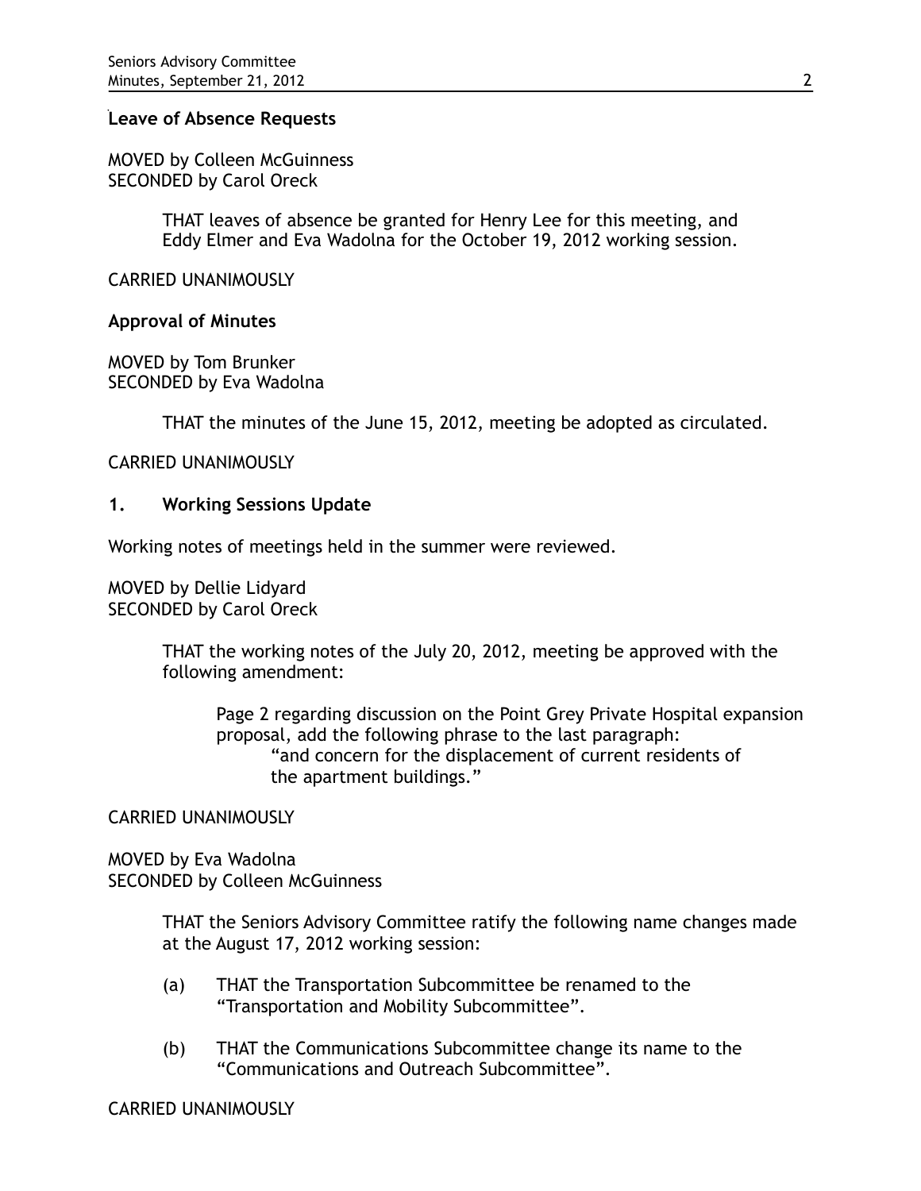**Leave of Absence Requests**

MOVED by Colleen McGuinness
SECONDED by Carol Oreck

> THAT leaves of absence be granted for Henry Lee for this meeting, and Eddy Elmer and Eva Wadolna for the October 19, 2012 working session.

CARRIED UNANIMOUSLY

**Approval of Minutes**

MOVED by Tom Brunker
SECONDED by Eva Wadolna

> THAT the minutes of the June 15, 2012, meeting be adopted as circulated.

CARRIED UNANIMOUSLY

## 1. Working Sessions Update

Working notes of meetings held in the summer were reviewed.

MOVED by Dellie Lidyard
SECONDED by Carol Oreck

> THAT the working notes of the July 20, 2012, meeting be approved with the following amendment:
>
> > Page 2 regarding discussion on the Point Grey Private Hospital expansion proposal, add the following phrase to the last paragraph:
> > "and concern for the displacement of current residents of the apartment buildings."

CARRIED UNANIMOUSLY

MOVED by Eva Wadolna
SECONDED by Colleen McGuinness

> THAT the Seniors Advisory Committee ratify the following name changes made at the August 17, 2012 working session:
>
> (a) THAT the Transportation Subcommittee be renamed to the "Transportation and Mobility Subcommittee".
>
> (b) THAT the Communications Subcommittee change its name to the "Communications and Outreach Subcommittee".

CARRIED UNANIMOUSLY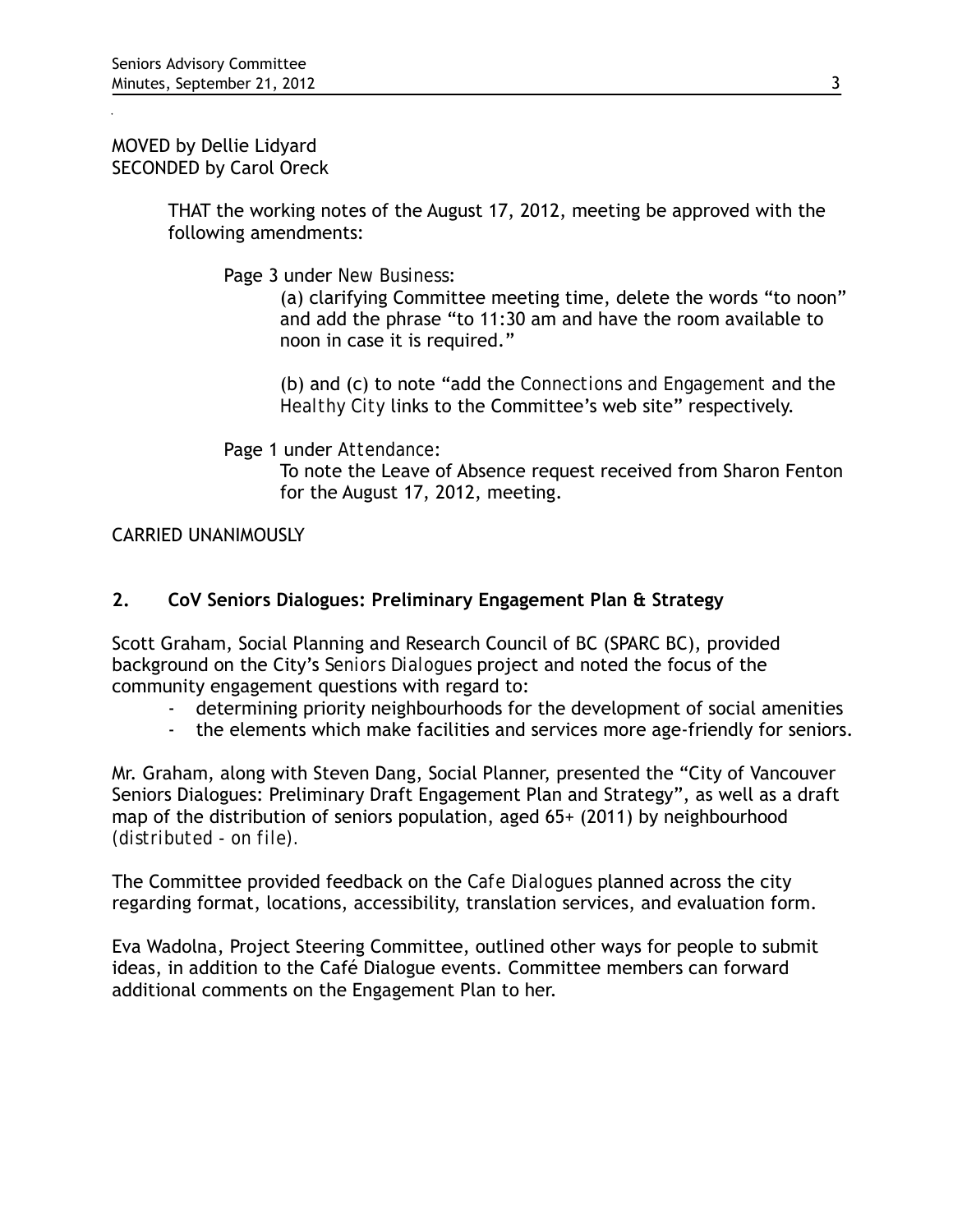MOVED by Dellie Lidyard
SECONDED by Carol Oreck

> THAT the working notes of the August 17, 2012, meeting be approved with the following amendments:
>
> Page 3 under *New Business*:
>
> (a) clarifying Committee meeting time, delete the words "to noon" and add the phrase "to 11:30 am and have the room available to noon in case it is required."
>
> (b) and (c) to note "add the *Connections and Engagement* and the *Healthy City* links to the Committee's web site" respectively.
>
> Page 1 under *Attendance*:
>
> To note the Leave of Absence request received from Sharon Fenton for the August 17, 2012, meeting.

CARRIED UNANIMOUSLY

## 2. CoV Seniors Dialogues: Preliminary Engagement Plan & Strategy

Scott Graham, Social Planning and Research Council of BC (SPARC BC), provided background on the City's *Seniors Dialogues* project and noted the focus of the community engagement questions with regard to:

- determining priority neighbourhoods for the development of social amenities
- the elements which make facilities and services more age-friendly for seniors.

Mr. Graham, along with Steven Dang, Social Planner, presented the "City of Vancouver Seniors Dialogues: Preliminary Draft Engagement Plan and Strategy", as well as a draft map of the distribution of seniors population, aged 65+ (2011) by neighbourhood *(distributed - on file).*

The Committee provided feedback on the *Cafe Dialogues* planned across the city regarding format, locations, accessibility, translation services, and evaluation form.

Eva Wadolna, Project Steering Committee, outlined other ways for people to submit ideas, in addition to the Café Dialogue events. Committee members can forward additional comments on the Engagement Plan to her.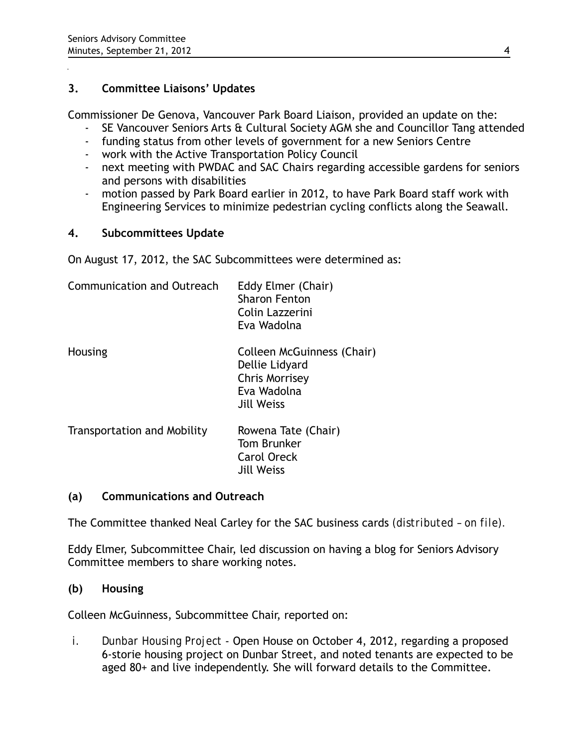## 3. Committee Liaisons' Updates

Commissioner De Genova, Vancouver Park Board Liaison, provided an update on the:

- SE Vancouver Seniors Arts & Cultural Society AGM she and Councillor Tang attended
- funding status from other levels of government for a new Seniors Centre
- work with the Active Transportation Policy Council
- next meeting with PWDAC and SAC Chairs regarding accessible gardens for seniors and persons with disabilities
- motion passed by Park Board earlier in 2012, to have Park Board staff work with Engineering Services to minimize pedestrian cycling conflicts along the Seawall.

## 4. Subcommittees Update

On August 17, 2012, the SAC Subcommittees were determined as:

| | |
|---|---|
| Communication and Outreach | Eddy Elmer (Chair)<br>Sharon Fenton<br>Colin Lazzerini<br>Eva Wadolna |
| Housing | Colleen McGuinness (Chair)<br>Dellie Lidyard<br>Chris Morrisey<br>Eva Wadolna<br>Jill Weiss |
| Transportation and Mobility | Rowena Tate (Chair)<br>Tom Brunker<br>Carol Oreck<br>Jill Weiss |

### (a) Communications and Outreach

The Committee thanked Neal Carley for the SAC business cards *(distributed – on file)*.

Eddy Elmer, Subcommittee Chair, led discussion on having a blog for Seniors Advisory Committee members to share working notes.

### (b) Housing

Colleen McGuinness, Subcommittee Chair, reported on:

i. *Dunbar Housing Project* - Open House on October 4, 2012, regarding a proposed 6-storie housing project on Dunbar Street, and noted tenants are expected to be aged 80+ and live independently. She will forward details to the Committee.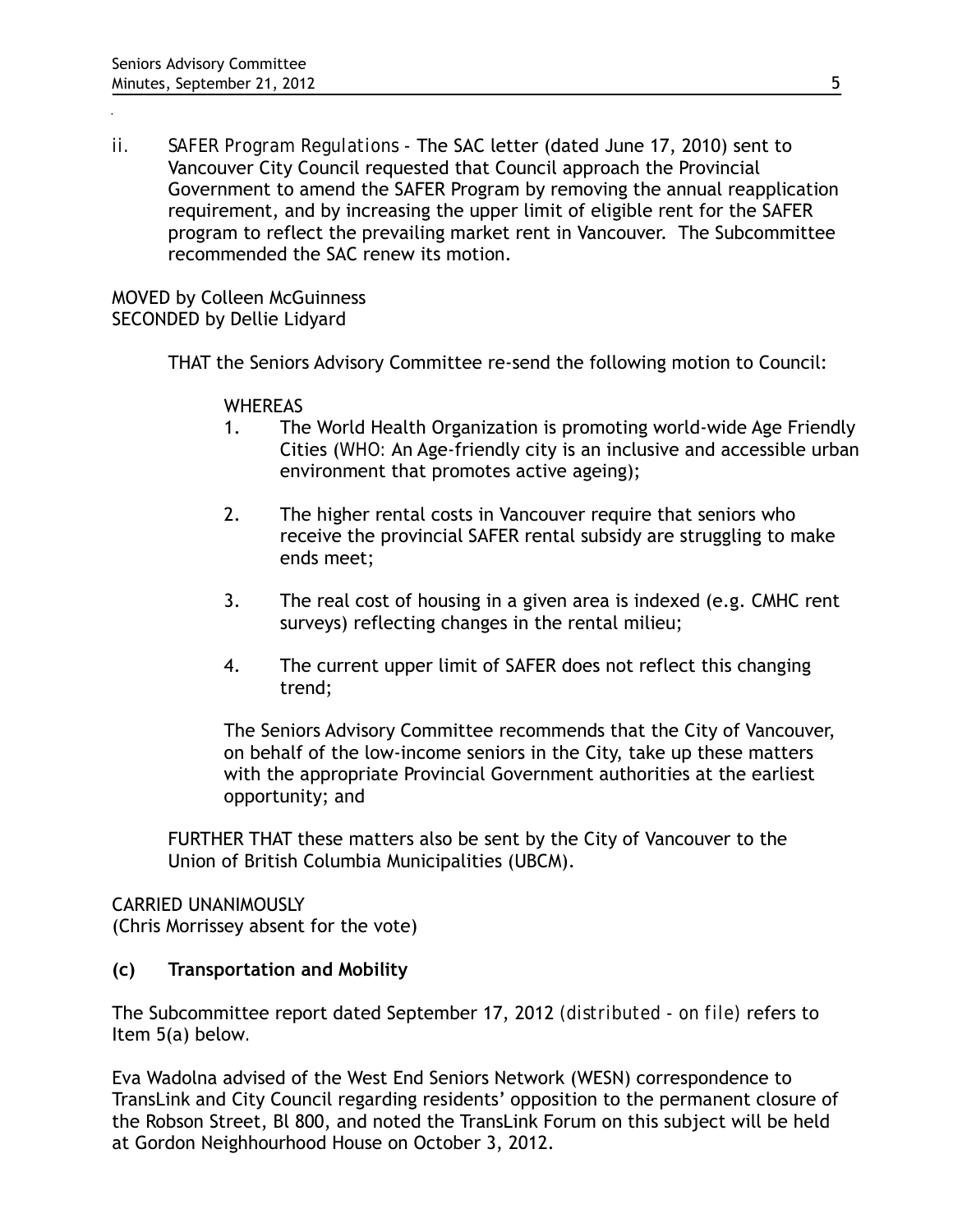ii. *SAFER Program Regulations* - The SAC letter (dated June 17, 2010) sent to Vancouver City Council requested that Council approach the Provincial Government to amend the SAFER Program by removing the annual reapplication requirement, and by increasing the upper limit of eligible rent for the SAFER program to reflect the prevailing market rent in Vancouver. The Subcommittee recommended the SAC renew its motion.

MOVED by Colleen McGuinness
SECONDED by Dellie Lidyard

THAT the Seniors Advisory Committee re-send the following motion to Council:

WHEREAS

1. The World Health Organization is promoting world-wide Age Friendly Cities (WHO: An Age-friendly city is an inclusive and accessible urban environment that promotes active ageing);

2. The higher rental costs in Vancouver require that seniors who receive the provincial SAFER rental subsidy are struggling to make ends meet;

3. The real cost of housing in a given area is indexed (e.g. CMHC rent surveys) reflecting changes in the rental milieu;

4. The current upper limit of SAFER does not reflect this changing trend;

The Seniors Advisory Committee recommends that the City of Vancouver, on behalf of the low-income seniors in the City, take up these matters with the appropriate Provincial Government authorities at the earliest opportunity; and

FURTHER THAT these matters also be sent by the City of Vancouver to the Union of British Columbia Municipalities (UBCM).

CARRIED UNANIMOUSLY
(Chris Morrissey absent for the vote)

**(c) Transportation and Mobility**

The Subcommittee report dated September 17, 2012 *(distributed - on file)* refers to Item 5(a) below.

Eva Wadolna advised of the West End Seniors Network (WESN) correspondence to TransLink and City Council regarding residents' opposition to the permanent closure of the Robson Street, Bl 800, and noted the TransLink Forum on this subject will be held at Gordon Neighhourhood House on October 3, 2012.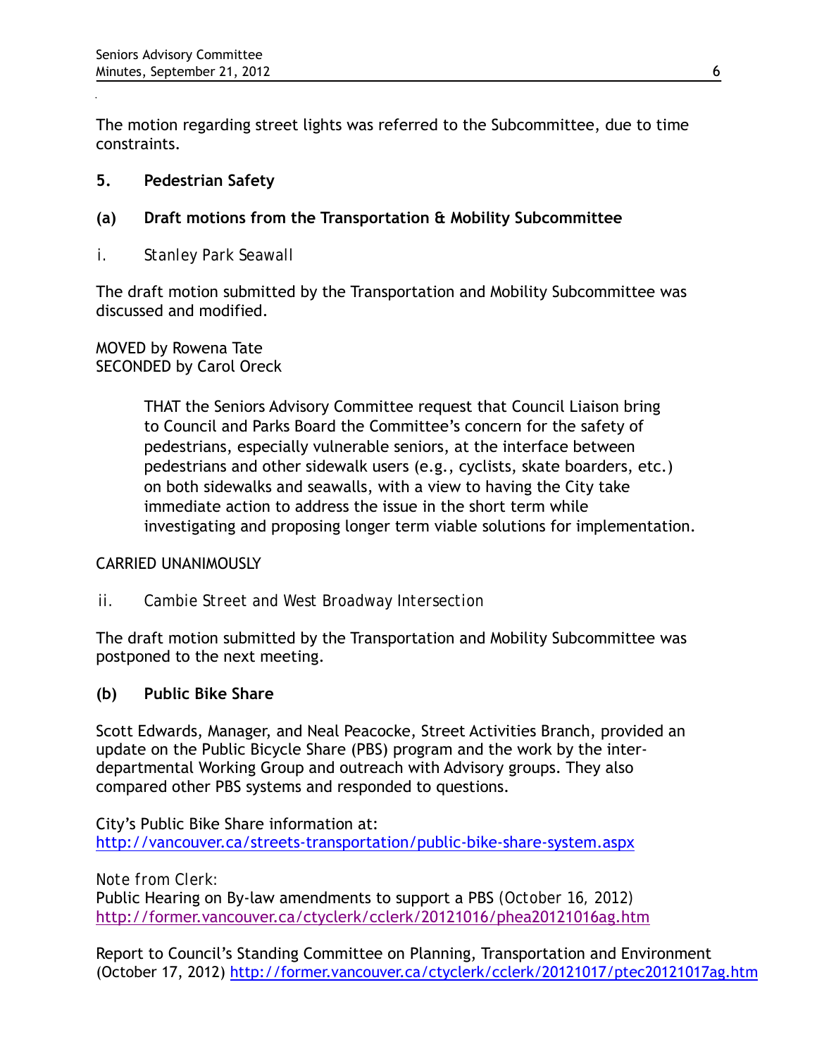The motion regarding street lights was referred to the Subcommittee, due to time constraints.

## 5. Pedestrian Safety

### (a) Draft motions from the Transportation & Mobility Subcommittee

*i. Stanley Park Seawall*

The draft motion submitted by the Transportation and Mobility Subcommittee was discussed and modified.

MOVED by Rowena Tate
SECONDED by Carol Oreck

> THAT the Seniors Advisory Committee request that Council Liaison bring to Council and Parks Board the Committee's concern for the safety of pedestrians, especially vulnerable seniors, at the interface between pedestrians and other sidewalk users (e.g., cyclists, skate boarders, etc.) on both sidewalks and seawalls, with a view to having the City take immediate action to address the issue in the short term while investigating and proposing longer term viable solutions for implementation.

CARRIED UNANIMOUSLY

*ii. Cambie Street and West Broadway Intersection*

The draft motion submitted by the Transportation and Mobility Subcommittee was postponed to the next meeting.

### (b) Public Bike Share

Scott Edwards, Manager, and Neal Peacocke, Street Activities Branch, provided an update on the Public Bicycle Share (PBS) program and the work by the inter-departmental Working Group and outreach with Advisory groups. They also compared other PBS systems and responded to questions.

City's Public Bike Share information at:
http://vancouver.ca/streets-transportation/public-bike-share-system.aspx

*Note from Clerk:*
Public Hearing on By-law amendments to support a PBS (October 16, 2012)
http://former.vancouver.ca/ctyclerk/cclerk/20121016/phea20121016ag.htm

Report to Council's Standing Committee on Planning, Transportation and Environment (October 17, 2012) http://former.vancouver.ca/ctyclerk/cclerk/20121017/ptec20121017ag.htm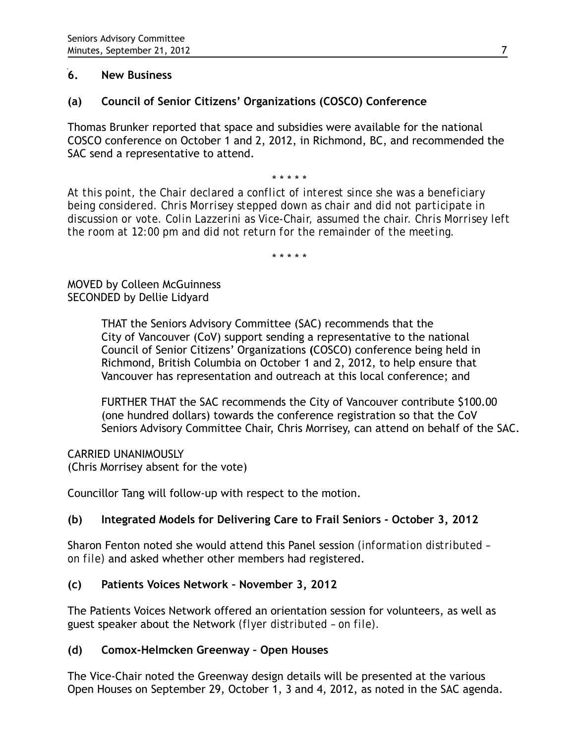## 6. New Business

### (a) Council of Senior Citizens' Organizations (COSCO) Conference

Thomas Brunker reported that space and subsidies were available for the national COSCO conference on October 1 and 2, 2012, in Richmond, BC, and recommended the SAC send a representative to attend.

\* \* \* \* \*

*At this point, the Chair declared a conflict of interest since she was a beneficiary being considered. Chris Morrisey stepped down as chair and did not participate in discussion or vote. Colin Lazzerini as Vice-Chair, assumed the chair. Chris Morrisey left the room at 12:00 pm and did not return for the remainder of the meeting.*

\* \* \* \* \*

MOVED by Colleen McGuinness
SECONDED by Dellie Lidyard

> THAT the Seniors Advisory Committee (SAC) recommends that the City of Vancouver (CoV) support sending a representative to the national Council of Senior Citizens' Organizations (COSCO) conference being held in Richmond, British Columbia on October 1 and 2, 2012, to help ensure that Vancouver has representation and outreach at this local conference; and
>
> FURTHER THAT the SAC recommends the City of Vancouver contribute $100.00 (one hundred dollars) towards the conference registration so that the CoV Seniors Advisory Committee Chair, Chris Morrisey, can attend on behalf of the SAC.

CARRIED UNANIMOUSLY
(Chris Morrisey absent for the vote)

Councillor Tang will follow-up with respect to the motion.

### (b) Integrated Models for Delivering Care to Frail Seniors - October 3, 2012

Sharon Fenton noted she would attend this Panel session *(information distributed – on file)* and asked whether other members had registered.

### (c) Patients Voices Network – November 3, 2012

The Patients Voices Network offered an orientation session for volunteers, as well as guest speaker about the Network *(flyer distributed – on file)*.

### (d) Comox-Helmcken Greenway – Open Houses

The Vice-Chair noted the Greenway design details will be presented at the various Open Houses on September 29, October 1, 3 and 4, 2012, as noted in the SAC agenda.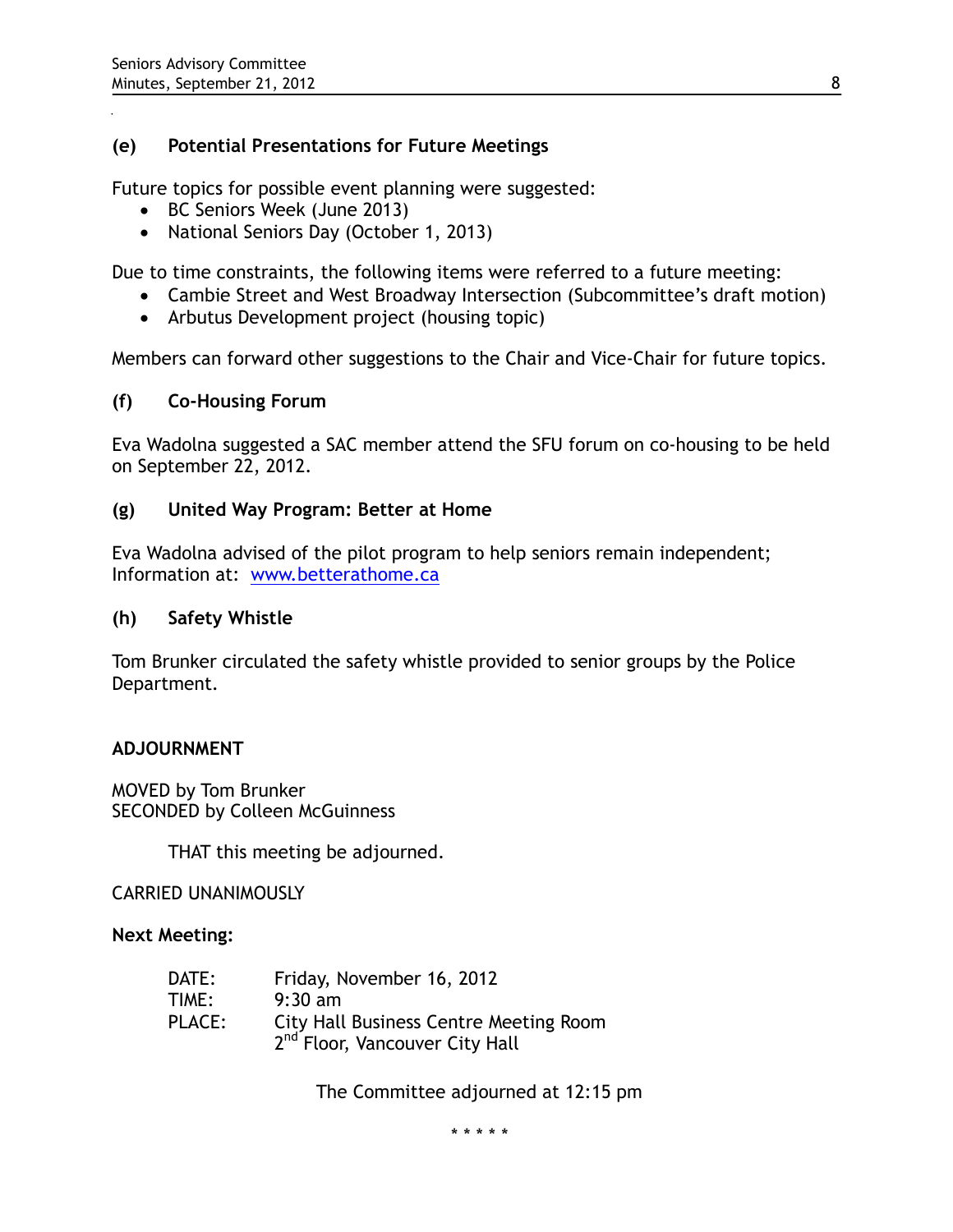**(e) Potential Presentations for Future Meetings**

Future topics for possible event planning were suggested:

- BC Seniors Week (June 2013)
- National Seniors Day (October 1, 2013)

Due to time constraints, the following items were referred to a future meeting:

- Cambie Street and West Broadway Intersection (Subcommittee's draft motion)
- Arbutus Development project (housing topic)

Members can forward other suggestions to the Chair and Vice-Chair for future topics.

**(f) Co-Housing Forum**

Eva Wadolna suggested a SAC member attend the SFU forum on co-housing to be held on September 22, 2012.

**(g) United Way Program: Better at Home**

Eva Wadolna advised of the pilot program to help seniors remain independent; Information at: www.betterathome.ca

**(h) Safety Whistle**

Tom Brunker circulated the safety whistle provided to senior groups by the Police Department.

**ADJOURNMENT**

MOVED by Tom Brunker
SECONDED by Colleen McGuinness

THAT this meeting be adjourned.

CARRIED UNANIMOUSLY

**Next Meeting:**

DATE: Friday, November 16, 2012
TIME: 9:30 am
PLACE: City Hall Business Centre Meeting Room
2nd Floor, Vancouver City Hall

The Committee adjourned at 12:15 pm

\* \* \* \* \*